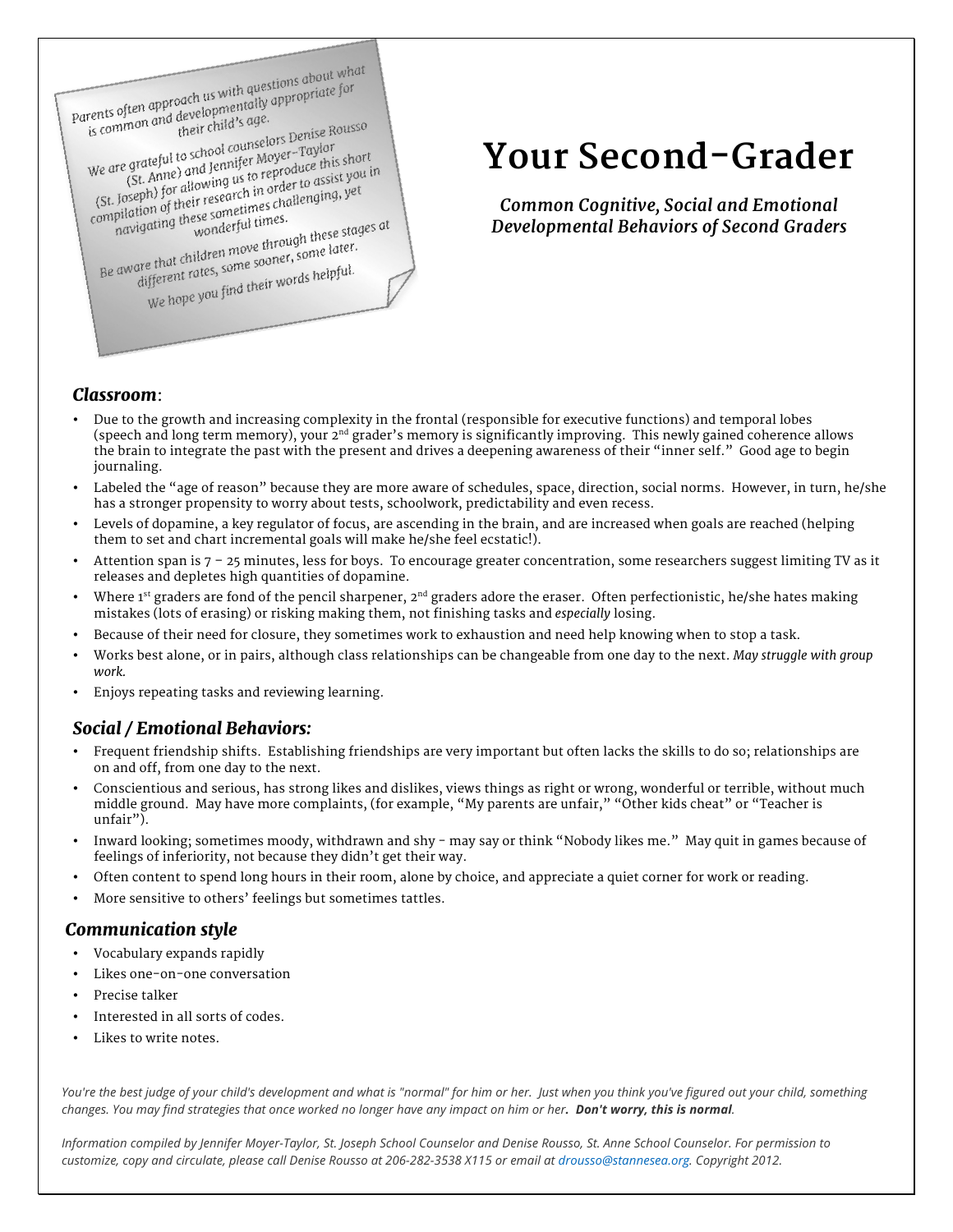Parents often approach us with questions about what is common and developmentally appropriate for their child's age.

We are grateful to school counselors Denise Rousso (St. Anne) and Jennifer Moyer-Taylor (St. Joseph) for allowing us to reproduce this short compilation of their research in order to assist you in navigating these sometimes challenging, yet wonderful times.

Be aware that children move through these stages at different rates, some sooner, some later.

We hope you find their words helpful.

# Your Second-Grader

***Common Cognitive, Social and Emotional Developmental Behaviors of Second Graders***

### *Classroom*:

- Due to the growth and increasing complexity in the frontal (responsible for executive functions) and temporal lobes (speech and long term memory), your 2nd grader's memory is significantly improving. This newly gained coherence allows the brain to integrate the past with the present and drives a deepening awareness of their "inner self." Good age to begin journaling.
- Labeled the "age of reason" because they are more aware of schedules, space, direction, social norms. However, in turn, he/she has a stronger propensity to worry about tests, schoolwork, predictability and even recess.
- Levels of dopamine, a key regulator of focus, are ascending in the brain, and are increased when goals are reached (helping them to set and chart incremental goals will make he/she feel ecstatic!).
- Attention span is 7 – 25 minutes, less for boys. To encourage greater concentration, some researchers suggest limiting TV as it releases and depletes high quantities of dopamine.
- Where 1st graders are fond of the pencil sharpener, 2nd graders adore the eraser. Often perfectionistic, he/she hates making mistakes (lots of erasing) or risking making them, not finishing tasks and *especially* losing.
- Because of their need for closure, they sometimes work to exhaustion and need help knowing when to stop a task.
- Works best alone, or in pairs, although class relationships can be changeable from one day to the next. *May struggle with group work.*
- Enjoys repeating tasks and reviewing learning.

### *Social / Emotional Behaviors:*

- Frequent friendship shifts. Establishing friendships are very important but often lacks the skills to do so; relationships are on and off, from one day to the next.
- Conscientious and serious, has strong likes and dislikes, views things as right or wrong, wonderful or terrible, without much middle ground. May have more complaints, (for example, "My parents are unfair," "Other kids cheat" or "Teacher is unfair").
- Inward looking; sometimes moody, withdrawn and shy - may say or think "Nobody likes me." May quit in games because of feelings of inferiority, not because they didn't get their way.
- Often content to spend long hours in their room, alone by choice, and appreciate a quiet corner for work or reading.
- More sensitive to others' feelings but sometimes tattles.

### *Communication style*

- Vocabulary expands rapidly
- Likes one-on-one conversation
- Precise talker
- Interested in all sorts of codes.
- Likes to write notes.

*You're the best judge of your child's development and what is "normal" for him or her. Just when you think you've figured out your child, something changes. You may find strategies that once worked no longer have any impact on him or her.* ***Don't worry, this is normal****.*

*Information compiled by Jennifer Moyer-Taylor, St. Joseph School Counselor and Denise Rousso, St. Anne School Counselor. For permission to customize, copy and circulate, please call Denise Rousso at 206-282-3538 X115 or email at drousso@stannesea.org. Copyright 2012.*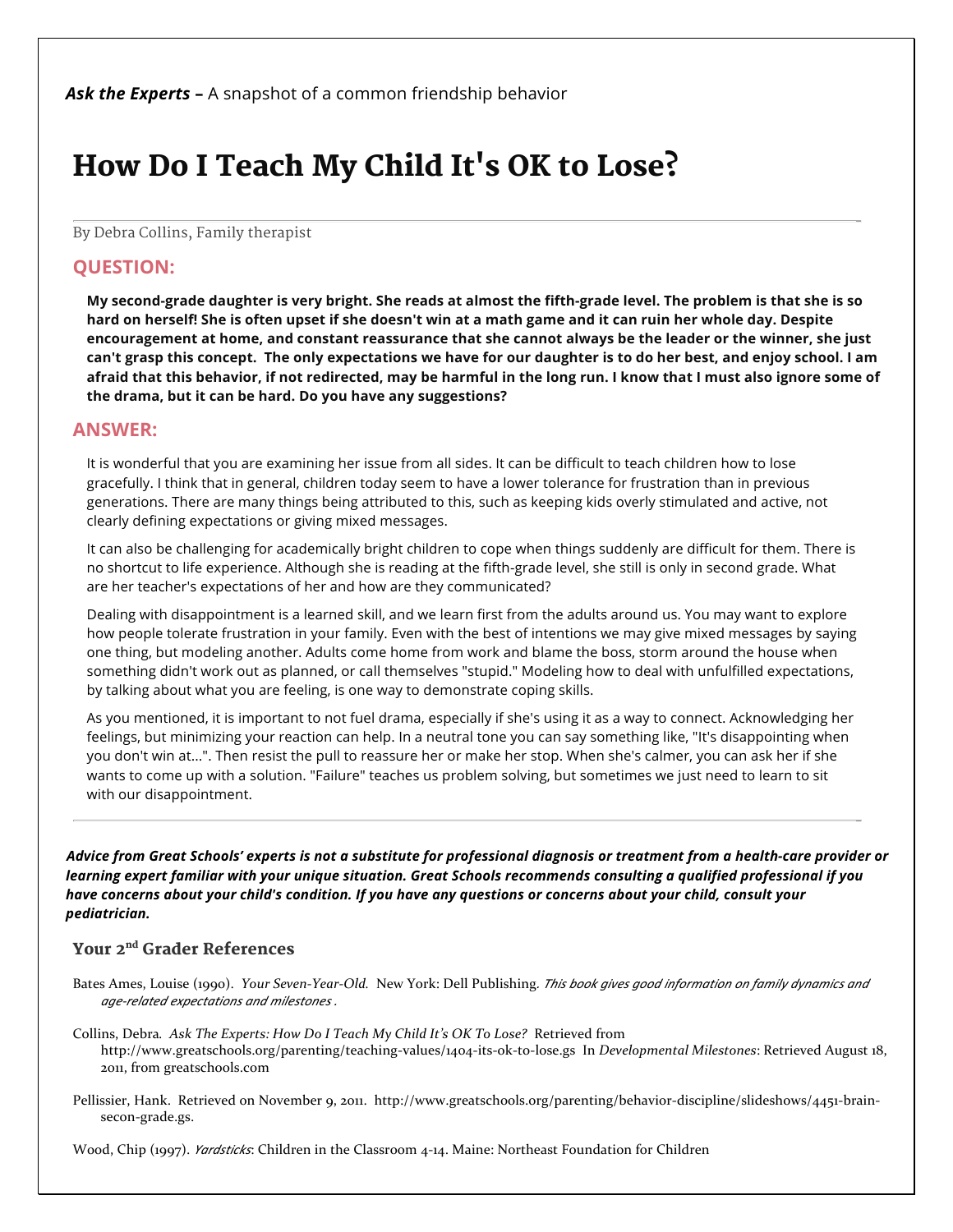***Ask the Experts –*** A snapshot of a common friendship behavior

# How Do I Teach My Child It's OK to Lose?

By Debra Collins, Family therapist

## QUESTION:

**My second-grade daughter is very bright. She reads at almost the fifth-grade level. The problem is that she is so hard on herself! She is often upset if she doesn't win at a math game and it can ruin her whole day. Despite encouragement at home, and constant reassurance that she cannot always be the leader or the winner, she just can't grasp this concept. The only expectations we have for our daughter is to do her best, and enjoy school. I am afraid that this behavior, if not redirected, may be harmful in the long run. I know that I must also ignore some of the drama, but it can be hard. Do you have any suggestions?**

## ANSWER:

It is wonderful that you are examining her issue from all sides. It can be difficult to teach children how to lose gracefully. I think that in general, children today seem to have a lower tolerance for frustration than in previous generations. There are many things being attributed to this, such as keeping kids overly stimulated and active, not clearly defining expectations or giving mixed messages.

It can also be challenging for academically bright children to cope when things suddenly are difficult for them. There is no shortcut to life experience. Although she is reading at the fifth-grade level, she still is only in second grade. What are her teacher's expectations of her and how are they communicated?

Dealing with disappointment is a learned skill, and we learn first from the adults around us. You may want to explore how people tolerate frustration in your family. Even with the best of intentions we may give mixed messages by saying one thing, but modeling another. Adults come home from work and blame the boss, storm around the house when something didn't work out as planned, or call themselves "stupid." Modeling how to deal with unfulfilled expectations, by talking about what you are feeling, is one way to demonstrate coping skills.

As you mentioned, it is important to not fuel drama, especially if she's using it as a way to connect. Acknowledging her feelings, but minimizing your reaction can help. In a neutral tone you can say something like, "It's disappointing when you don't win at...". Then resist the pull to reassure her or make her stop. When she's calmer, you can ask her if she wants to come up with a solution. "Failure" teaches us problem solving, but sometimes we just need to learn to sit with our disappointment.

***Advice from Great Schools' experts is not a substitute for professional diagnosis or treatment from a health-care provider or learning expert familiar with your unique situation. Great Schools recommends consulting a qualified professional if you have concerns about your child's condition. If you have any questions or concerns about your child, consult your pediatrician.***

### Your 2nd Grader References

Bates Ames, Louise (1990). *Your Seven-Year-Old.* New York: Dell Publishing. *This book gives good information on family dynamics and age-related expectations and milestones .*

Collins, Debra. *Ask The Experts: How Do I Teach My Child It's OK To Lose?* Retrieved from http://www.greatschools.org/parenting/teaching-values/1404-its-ok-to-lose.gs In *Developmental Milestones*: Retrieved August 18, 2011, from greatschools.com

Pellissier, Hank. Retrieved on November 9, 2011. http://www.greatschools.org/parenting/behavior-discipline/slideshows/4451-brain-secon-grade.gs.

Wood, Chip (1997). *Yardsticks*: Children in the Classroom 4-14. Maine: Northeast Foundation for Children